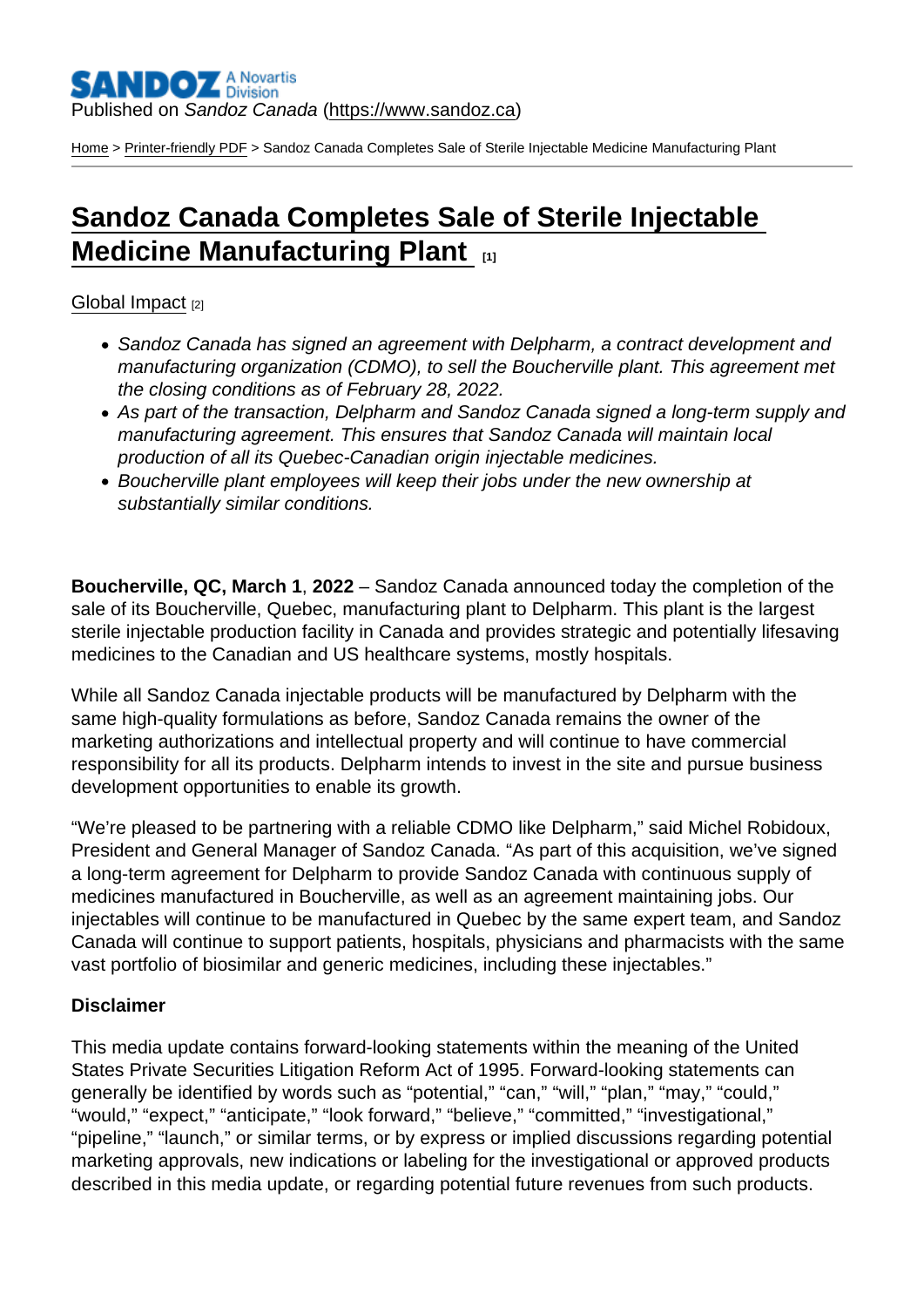Published on *Sandoz Canada* (https://www.sandoz.ca)

Home > Printer-friendly PDF > Sandoz Canada Completes Sale of Sterile Injectable Medicine Manufacturing Plant

# Sandoz Canada Completes Sale of Sterile Injectable Medicine Manufacturing Plant [1]

Global Impact [2]

- *Sandoz Canada has signed an agreement with Delpharm, a contract development and manufacturing organization (CDMO), to sell the Boucherville plant. This agreement met the closing conditions as of February 28, 2022.*
- *As part of the transaction, Delpharm and Sandoz Canada signed a long-term supply and manufacturing agreement. This ensures that Sandoz Canada will maintain local production of all its Quebec-Canadian origin injectable medicines.*
- *Boucherville plant employees will keep their jobs under the new ownership at substantially similar conditions.*

**Boucherville, QC, March 1**, **2022** – Sandoz Canada announced today the completion of the sale of its Boucherville, Quebec, manufacturing plant to Delpharm. This plant is the largest sterile injectable production facility in Canada and provides strategic and potentially lifesaving medicines to the Canadian and US healthcare systems, mostly hospitals.

While all Sandoz Canada injectable products will be manufactured by Delpharm with the same high-quality formulations as before, Sandoz Canada remains the owner of the marketing authorizations and intellectual property and will continue to have commercial responsibility for all its products. Delpharm intends to invest in the site and pursue business development opportunities to enable its growth.

"We're pleased to be partnering with a reliable CDMO like Delpharm," said Michel Robidoux, President and General Manager of Sandoz Canada. "As part of this acquisition, we've signed a long-term agreement for Delpharm to provide Sandoz Canada with continuous supply of medicines manufactured in Boucherville, as well as an agreement maintaining jobs. Our injectables will continue to be manufactured in Quebec by the same expert team, and Sandoz Canada will continue to support patients, hospitals, physicians and pharmacists with the same vast portfolio of biosimilar and generic medicines, including these injectables."

**Disclaimer**

This media update contains forward-looking statements within the meaning of the United States Private Securities Litigation Reform Act of 1995. Forward-looking statements can generally be identified by words such as "potential," "can," "will," "plan," "may," "could," "would," "expect," "anticipate," "look forward," "believe," "committed," "investigational," "pipeline," "launch," or similar terms, or by express or implied discussions regarding potential marketing approvals, new indications or labeling for the investigational or approved products described in this media update, or regarding potential future revenues from such products.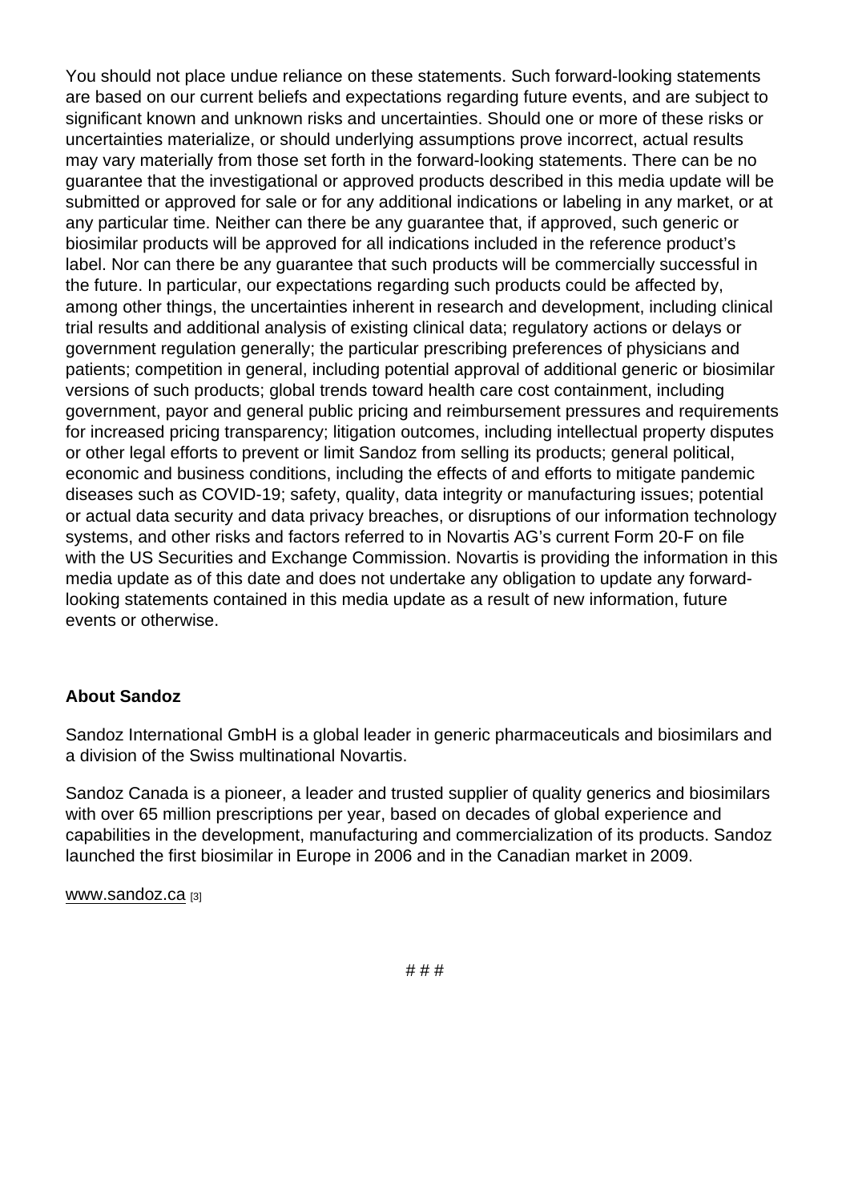You should not place undue reliance on these statements. Such forward-looking statements are based on our current beliefs and expectations regarding future events, and are subject to significant known and unknown risks and uncertainties. Should one or more of these risks or uncertainties materialize, or should underlying assumptions prove incorrect, actual results may vary materially from those set forth in the forward-looking statements. There can be no guarantee that the investigational or approved products described in this media update will be submitted or approved for sale or for any additional indications or labeling in any market, or at any particular time. Neither can there be any guarantee that, if approved, such generic or biosimilar products will be approved for all indications included in the reference product's label. Nor can there be any guarantee that such products will be commercially successful in the future. In particular, our expectations regarding such products could be affected by, among other things, the uncertainties inherent in research and development, including clinical trial results and additional analysis of existing clinical data; regulatory actions or delays or government regulation generally; the particular prescribing preferences of physicians and patients; competition in general, including potential approval of additional generic or biosimilar versions of such products; global trends toward health care cost containment, including government, payor and general public pricing and reimbursement pressures and requirements for increased pricing transparency; litigation outcomes, including intellectual property disputes or other legal efforts to prevent or limit Sandoz from selling its products; general political, economic and business conditions, including the effects of and efforts to mitigate pandemic diseases such as COVID-19; safety, quality, data integrity or manufacturing issues; potential or actual data security and data privacy breaches, or disruptions of our information technology systems, and other risks and factors referred to in Novartis AG's current Form 20-F on file with the US Securities and Exchange Commission. Novartis is providing the information in this media update as of this date and does not undertake any obligation to update any forward-looking statements contained in this media update as a result of new information, future events or otherwise.

**About Sandoz**

Sandoz International GmbH is a global leader in generic pharmaceuticals and biosimilars and a division of the Swiss multinational Novartis.

Sandoz Canada is a pioneer, a leader and trusted supplier of quality generics and biosimilars with over 65 million prescriptions per year, based on decades of global experience and capabilities in the development, manufacturing and commercialization of its products. Sandoz launched the first biosimilar in Europe in 2006 and in the Canadian market in 2009.

www.sandoz.ca [3]

# # #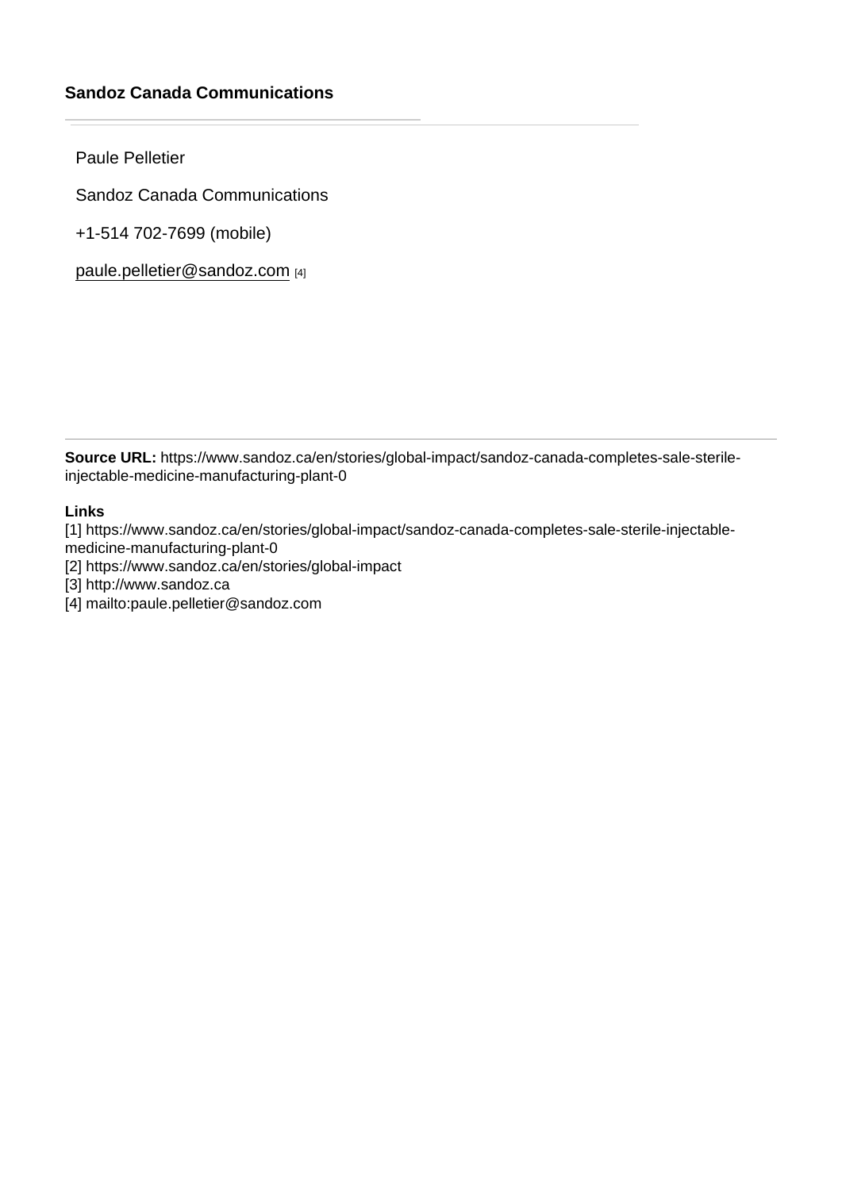### Sandoz Canada Communications

Paule Pelletier

Sandoz Canada Communications

+1-514 702-7699 (mobile)

paule.pelletier@sandoz.com [4]

---

**Source URL:** https://www.sandoz.ca/en/stories/global-impact/sandoz-canada-completes-sale-sterile-injectable-medicine-manufacturing-plant-0

**Links**

[1] https://www.sandoz.ca/en/stories/global-impact/sandoz-canada-completes-sale-sterile-injectable-medicine-manufacturing-plant-0
[2] https://www.sandoz.ca/en/stories/global-impact
[3] http://www.sandoz.ca
[4] mailto:paule.pelletier@sandoz.com